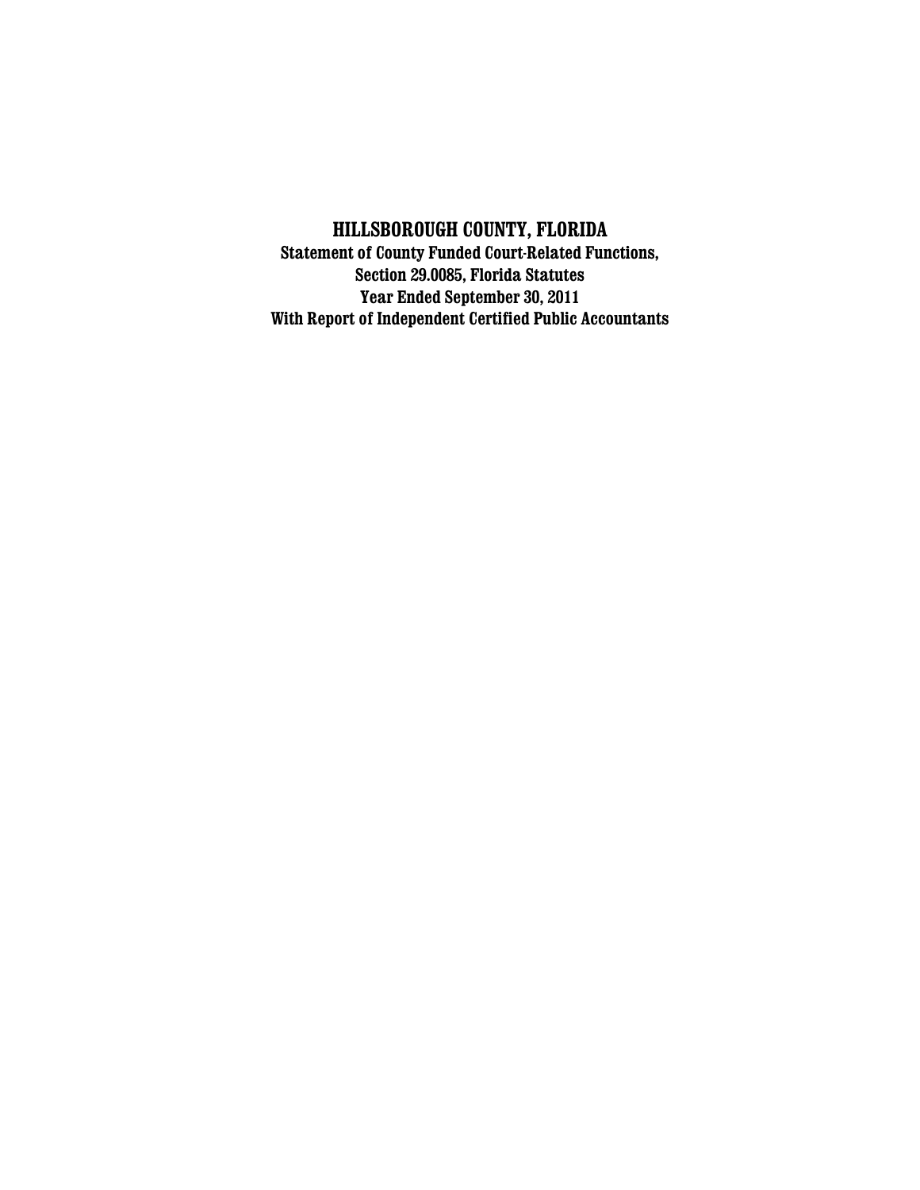# HILLSBOROUGH COUNTY, FLORIDA

**Statement of County Funded Court-Related Functions,**
**Section 29.0085, Florida Statutes**
**Year Ended September 30, 2011**
**With Report of Independent Certified Public Accountants**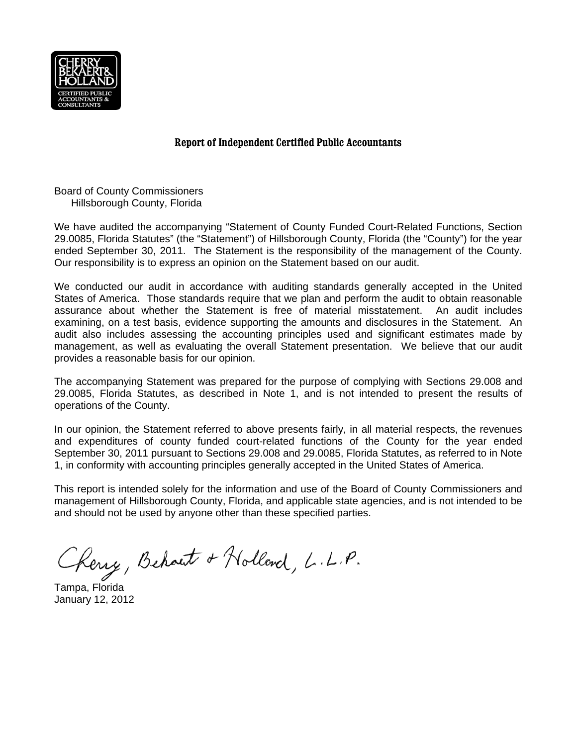CHERRY BEKAERT & HOLLAND
CERTIFIED PUBLIC ACCOUNTANTS & CONSULTANTS

## Report of Independent Certified Public Accountants

Board of County Commissioners
Hillsborough County, Florida

We have audited the accompanying "Statement of County Funded Court-Related Functions, Section 29.0085, Florida Statutes" (the "Statement") of Hillsborough County, Florida (the "County") for the year ended September 30, 2011. The Statement is the responsibility of the management of the County. Our responsibility is to express an opinion on the Statement based on our audit.

We conducted our audit in accordance with auditing standards generally accepted in the United States of America. Those standards require that we plan and perform the audit to obtain reasonable assurance about whether the Statement is free of material misstatement. An audit includes examining, on a test basis, evidence supporting the amounts and disclosures in the Statement. An audit also includes assessing the accounting principles used and significant estimates made by management, as well as evaluating the overall Statement presentation. We believe that our audit provides a reasonable basis for our opinion.

The accompanying Statement was prepared for the purpose of complying with Sections 29.008 and 29.0085, Florida Statutes, as described in Note 1, and is not intended to present the results of operations of the County.

In our opinion, the Statement referred to above presents fairly, in all material respects, the revenues and expenditures of county funded court-related functions of the County for the year ended September 30, 2011 pursuant to Sections 29.008 and 29.0085, Florida Statutes, as referred to in Note 1, in conformity with accounting principles generally accepted in the United States of America.

This report is intended solely for the information and use of the Board of County Commissioners and management of Hillsborough County, Florida, and applicable state agencies, and is not intended to be and should not be used by anyone other than these specified parties.

Cherry, Bekaert & Holland, L.L.P.

Tampa, Florida
January 12, 2012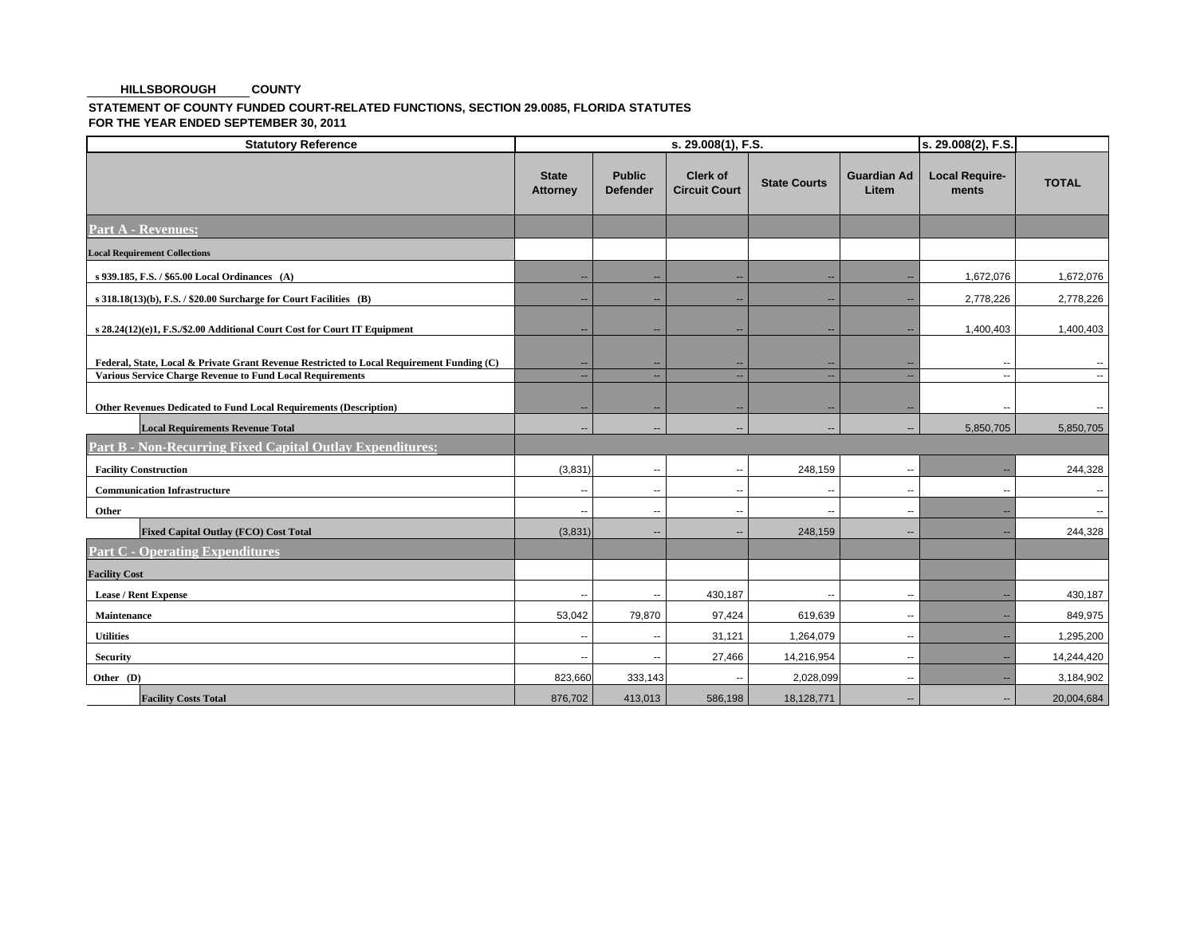**HILLSBOROUGH COUNTY**

**STATEMENT OF COUNTY FUNDED COURT-RELATED FUNCTIONS, SECTION 29.0085, FLORIDA STATUTES**
**FOR THE YEAR ENDED SEPTEMBER 30, 2011**

| Statutory Reference | s. 29.008(1), F.S. | | | | | s. 29.008(2), F.S. | |
|---|---|---|---|---|---|---|---|
| | State Attorney | Public Defender | Clerk of Circuit Court | State Courts | Guardian Ad Litem | Local Require-ments | TOTAL |
| **Part A - Revenues:** | | | | | | | |
| **Local Requirement Collections** | | | | | | | |
| s 939.185, F.S. / $65.00 Local Ordinances (A) | -- | -- | -- | -- | -- | 1,672,076 | 1,672,076 |
| s 318.18(13)(b), F.S. / $20.00 Surcharge for Court Facilities (B) | -- | -- | -- | -- | -- | 2,778,226 | 2,778,226 |
| s 28.24(12)(e)1, F.S./$2.00 Additional Court Cost for Court IT Equipment | -- | -- | -- | -- | -- | 1,400,403 | 1,400,403 |
| Federal, State, Local & Private Grant Revenue Restricted to Local Requirement Funding (C) | -- | -- | -- | -- | -- | -- | -- |
| Various Service Charge Revenue to Fund Local Requirements | -- | -- | -- | -- | -- | -- | -- |
| Other Revenues Dedicated to Fund Local Requirements (Description) | -- | -- | -- | -- | -- | -- | -- |
| **Local Requirements Revenue Total** | -- | -- | -- | -- | -- | 5,850,705 | 5,850,705 |
| **Part B - Non-Recurring Fixed Capital Outlay Expenditures:** | | | | | | | |
| Facility Construction | (3,831) | -- | -- | 248,159 | -- | -- | 244,328 |
| Communication Infrastructure | -- | -- | -- | -- | -- | -- | -- |
| Other | -- | -- | -- | -- | -- | -- | -- |
| **Fixed Capital Outlay (FCO) Cost Total** | (3,831) | -- | -- | 248,159 | -- | -- | 244,328 |
| **Part C - Operating Expenditures** | | | | | | | |
| **Facility Cost** | | | | | | | |
| Lease / Rent Expense | -- | -- | 430,187 | -- | -- | -- | 430,187 |
| Maintenance | 53,042 | 79,870 | 97,424 | 619,639 | -- | -- | 849,975 |
| Utilities | -- | -- | 31,121 | 1,264,079 | -- | -- | 1,295,200 |
| Security | -- | -- | 27,466 | 14,216,954 | -- | -- | 14,244,420 |
| Other (D) | 823,660 | 333,143 | -- | 2,028,099 | -- | -- | 3,184,902 |
| **Facility Costs Total** | 876,702 | 413,013 | 586,198 | 18,128,771 | -- | -- | 20,004,684 |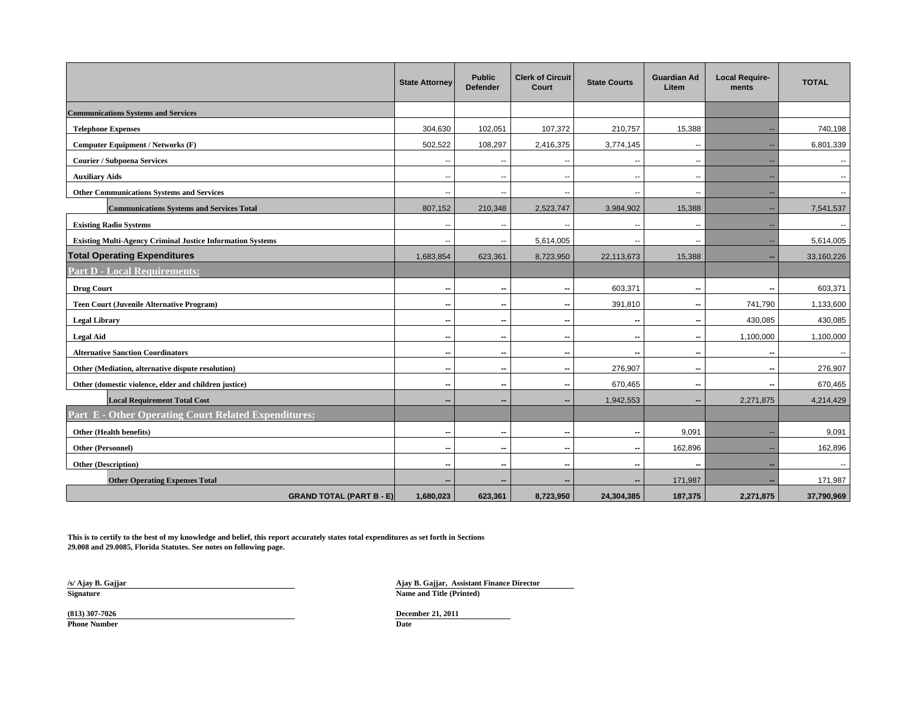| | State Attorney | Public Defender | Clerk of Circuit Court | State Courts | Guardian Ad Litem | Local Require-ments | TOTAL |
|---|---|---|---|---|---|---|---|
| **Communications Systems and Services** | | | | | | | |
| **Telephone Expenses** | 304,630 | 102,051 | 107,372 | 210,757 | 15,388 | -- | 740,198 |
| **Computer Equipment / Networks (F)** | 502,522 | 108,297 | 2,416,375 | 3,774,145 | -- | -- | 6,801,339 |
| **Courier / Subpoena Services** | -- | -- | -- | -- | -- | -- | -- |
| **Auxiliary Aids** | -- | -- | -- | -- | -- | -- | -- |
| **Other Communications Systems and Services** | -- | -- | -- | -- | -- | -- | -- |
| **Communications Systems and Services Total** | 807,152 | 210,348 | 2,523,747 | 3,984,902 | 15,388 | -- | 7,541,537 |
| **Existing Radio Systems** | -- | -- | -- | -- | -- | -- | -- |
| **Existing Multi-Agency Criminal Justice Information Systems** | -- | -- | 5,614,005 | -- | -- | -- | 5,614,005 |
| **Total Operating Expenditures** | 1,683,854 | 623,361 | 8,723,950 | 22,113,673 | 15,388 | -- | 33,160,226 |
| **Part D - Local Requirements:** | | | | | | | |
| **Drug Court** | -- | -- | -- | 603,371 | -- | -- | 603,371 |
| **Teen Court (Juvenile Alternative Program)** | -- | -- | -- | 391,810 | -- | 741,790 | 1,133,600 |
| **Legal Library** | -- | -- | -- | -- | -- | 430,085 | 430,085 |
| **Legal Aid** | -- | -- | -- | -- | -- | 1,100,000 | 1,100,000 |
| **Alternative Sanction Coordinators** | -- | -- | -- | -- | -- | -- | -- |
| **Other (Mediation, alternative dispute resolution)** | -- | -- | -- | 276,907 | -- | -- | 276,907 |
| **Other (domestic violence, elder and children justice)** | -- | -- | -- | 670,465 | -- | -- | 670,465 |
| **Local Requirement Total Cost** | -- | -- | -- | 1,942,553 | -- | 2,271,875 | 4,214,429 |
| **Part E - Other Operating Court Related Expenditures:** | | | | | | | |
| **Other (Health benefits)** | -- | -- | -- | -- | 9,091 | -- | 9,091 |
| **Other (Personnel)** | -- | -- | -- | -- | 162,896 | -- | 162,896 |
| **Other (Description)** | -- | -- | -- | -- | -- | -- | -- |
| **Other Operating Expenses Total** | -- | -- | -- | -- | 171,987 | -- | 171,987 |
| **GRAND TOTAL (PART B - E)** | **1,680,023** | **623,361** | **8,723,950** | **24,304,385** | **187,375** | **2,271,875** | **37,790,969** |

**This is to certify to the best of my knowledge and belief, this report accurately states total expenditures as set forth in Sections 29.008 and 29.0085, Florida Statutes. See notes on following page.**

**/s/ Ajay B. Gajjar**
**Signature**

**Ajay B. Gajjar, Assistant Finance Director**
**Name and Title (Printed)**

**(813) 307-7026**
**Phone Number**

**December 21, 2011**
**Date**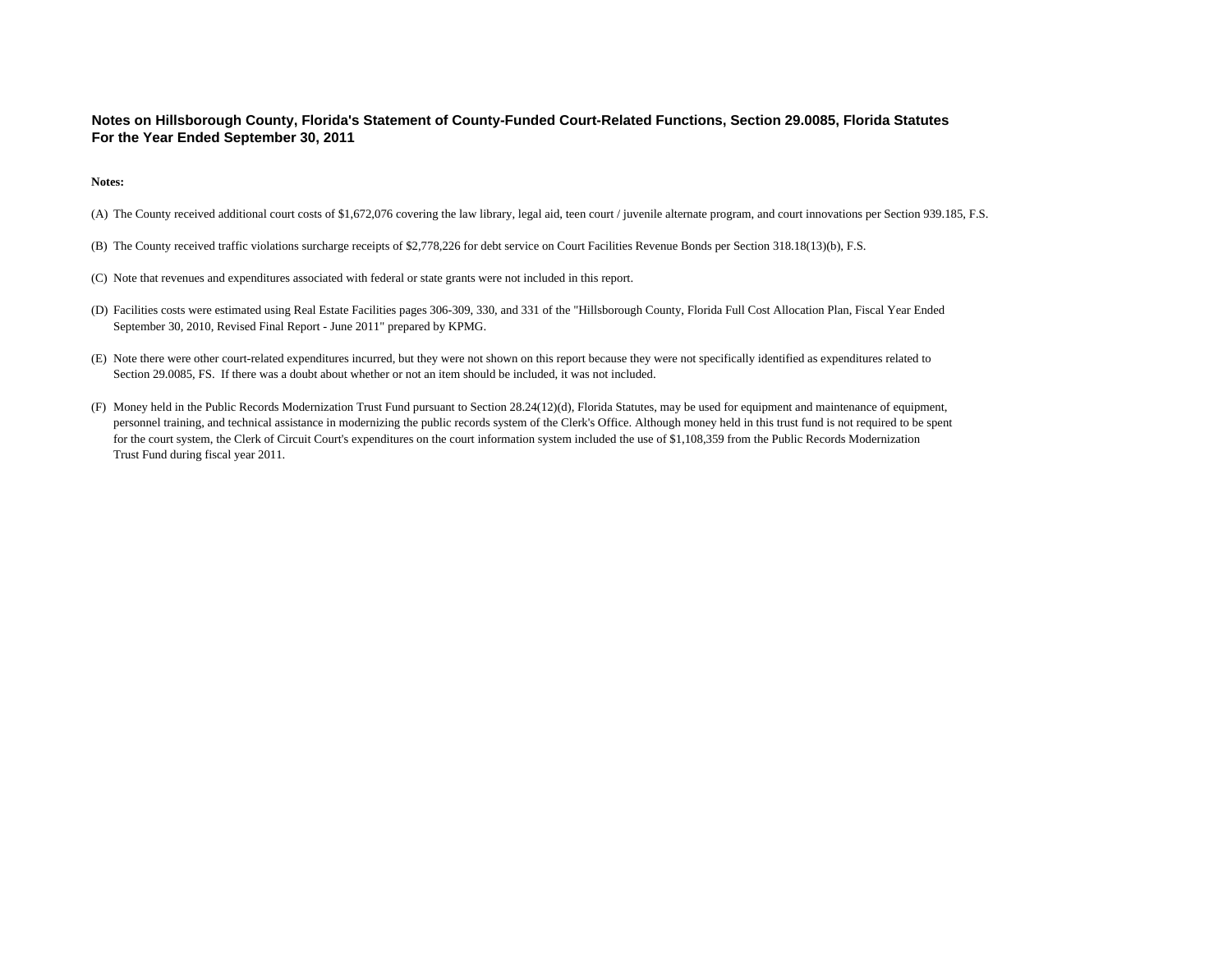## Notes on Hillsborough County, Florida's Statement of County-Funded Court-Related Functions, Section 29.0085, Florida Statutes
## For the Year Ended September 30, 2011

**Notes:**

(A) The County received additional court costs of $1,672,076 covering the law library, legal aid, teen court / juvenile alternate program, and court innovations per Section 939.185, F.S.

(B) The County received traffic violations surcharge receipts of $2,778,226 for debt service on Court Facilities Revenue Bonds per Section 318.18(13)(b), F.S.

(C) Note that revenues and expenditures associated with federal or state grants were not included in this report.

(D) Facilities costs were estimated using Real Estate Facilities pages 306-309, 330, and 331 of the "Hillsborough County, Florida Full Cost Allocation Plan, Fiscal Year Ended September 30, 2010, Revised Final Report - June 2011" prepared by KPMG.

(E) Note there were other court-related expenditures incurred, but they were not shown on this report because they were not specifically identified as expenditures related to Section 29.0085, FS. If there was a doubt about whether or not an item should be included, it was not included.

(F) Money held in the Public Records Modernization Trust Fund pursuant to Section 28.24(12)(d), Florida Statutes, may be used for equipment and maintenance of equipment, personnel training, and technical assistance in modernizing the public records system of the Clerk's Office. Although money held in this trust fund is not required to be spent for the court system, the Clerk of Circuit Court's expenditures on the court information system included the use of $1,108,359 from the Public Records Modernization Trust Fund during fiscal year 2011.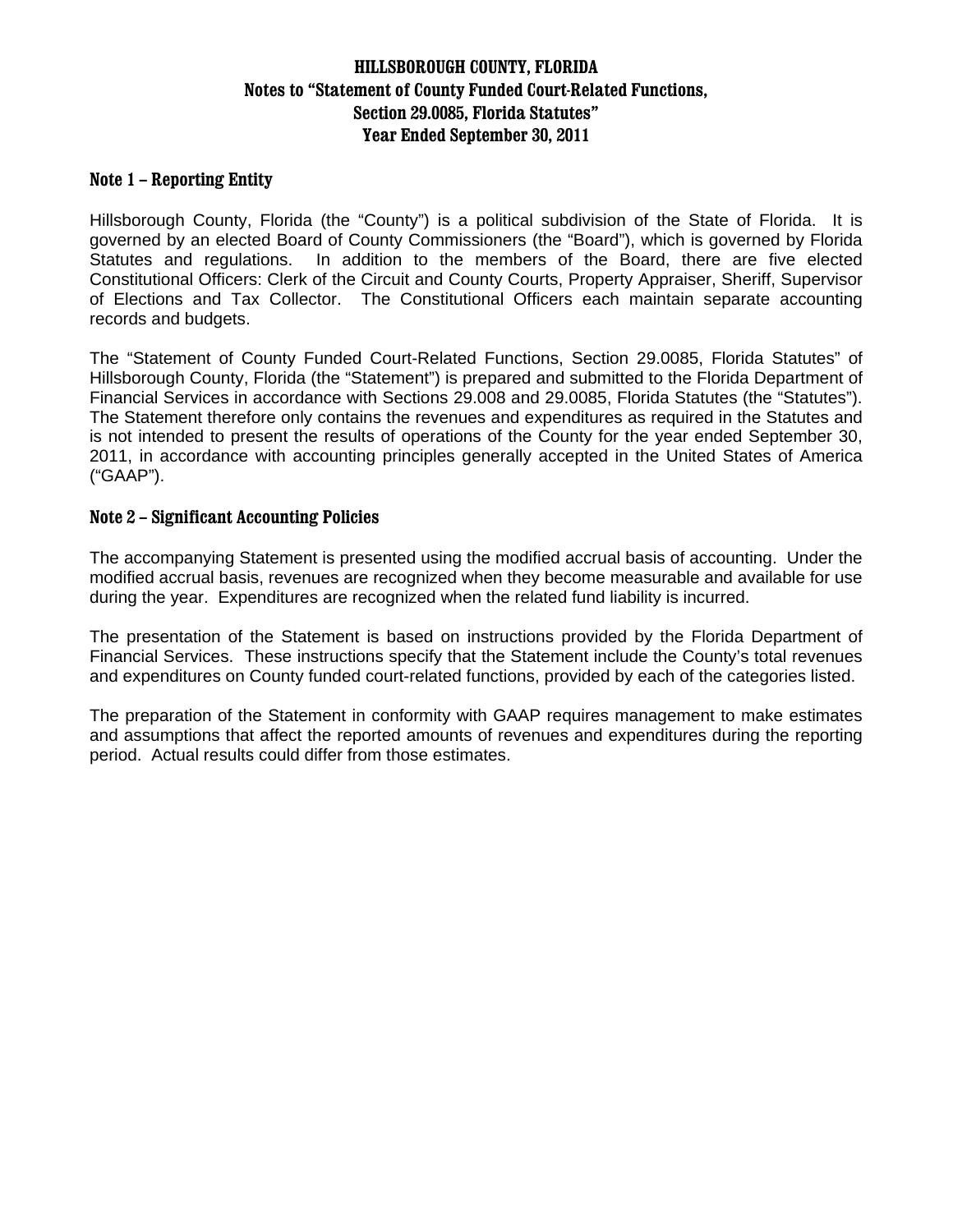# HILLSBOROUGH COUNTY, FLORIDA
## Notes to "Statement of County Funded Court-Related Functions, Section 29.0085, Florida Statutes"
## Year Ended September 30, 2011

### Note 1 – Reporting Entity

Hillsborough County, Florida (the "County") is a political subdivision of the State of Florida. It is governed by an elected Board of County Commissioners (the "Board"), which is governed by Florida Statutes and regulations. In addition to the members of the Board, there are five elected Constitutional Officers: Clerk of the Circuit and County Courts, Property Appraiser, Sheriff, Supervisor of Elections and Tax Collector. The Constitutional Officers each maintain separate accounting records and budgets.

The "Statement of County Funded Court-Related Functions, Section 29.0085, Florida Statutes" of Hillsborough County, Florida (the "Statement") is prepared and submitted to the Florida Department of Financial Services in accordance with Sections 29.008 and 29.0085, Florida Statutes (the "Statutes"). The Statement therefore only contains the revenues and expenditures as required in the Statutes and is not intended to present the results of operations of the County for the year ended September 30, 2011, in accordance with accounting principles generally accepted in the United States of America ("GAAP").

### Note 2 – Significant Accounting Policies

The accompanying Statement is presented using the modified accrual basis of accounting. Under the modified accrual basis, revenues are recognized when they become measurable and available for use during the year. Expenditures are recognized when the related fund liability is incurred.

The presentation of the Statement is based on instructions provided by the Florida Department of Financial Services. These instructions specify that the Statement include the County's total revenues and expenditures on County funded court-related functions, provided by each of the categories listed.

The preparation of the Statement in conformity with GAAP requires management to make estimates and assumptions that affect the reported amounts of revenues and expenditures during the reporting period. Actual results could differ from those estimates.